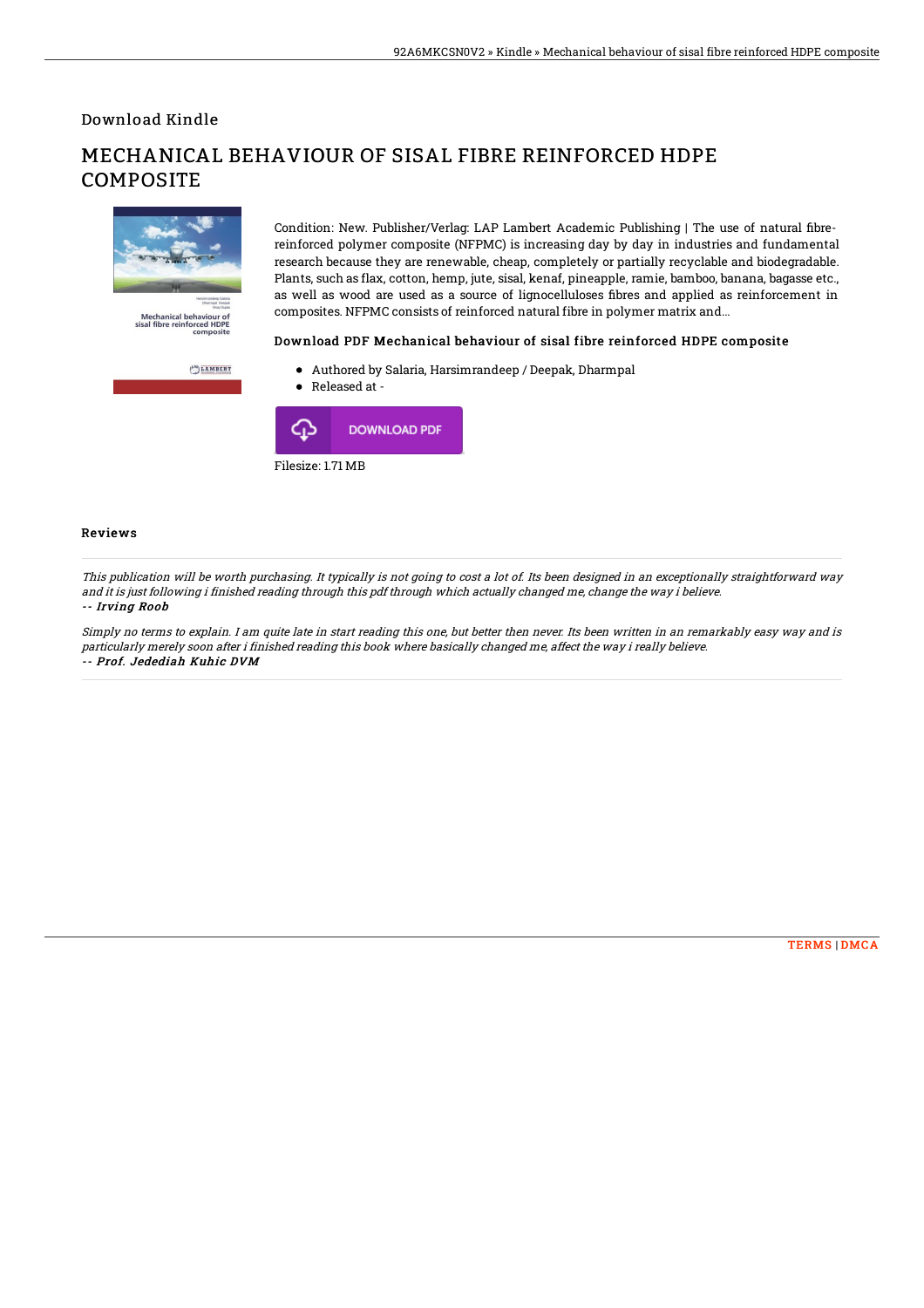Download Kindle

# MECHANICAL BEHAVIOUR OF SISAL FIBRE REINFORCED HDPE COMPOSITE

Condition: New. Publisher/Verlag: LAP Lambert Academic Publishing | The use of natural fibre-reinforced polymer composite (NFPMC) is increasing day by day in industries and fundamental research because they are renewable, cheap, completely or partially recyclable and biodegradable. Plants, such as flax, cotton, hemp, jute, sisal, kenaf, pineapple, ramie, bamboo, banana, bagasse etc., as well as wood are used as a source of lignocelluloses fibres and applied as reinforcement in composites. NFPMC consists of reinforced natural fibre in polymer matrix and...

### Download PDF Mechanical behaviour of sisal fibre reinforced HDPE composite

- Authored by Salaria, Harsimrandeep / Deepak, Dharmpal
- Released at -

DOWNLOAD PDF

Filesize: 1.71 MB

## Reviews

*This publication will be worth purchasing. It typically is not going to cost a lot of. Its been designed in an exceptionally straightforward way and it is just following i finished reading through this pdf through which actually changed me, change the way i believe.*
***-- Irving Roob***

*Simply no terms to explain. I am quite late in start reading this one, but better then never. Its been written in an remarkably easy way and is particularly merely soon after i finished reading this book where basically changed me, affect the way i really believe.*
***-- Prof. Jedediah Kuhic DVM***

TERMS | DMCA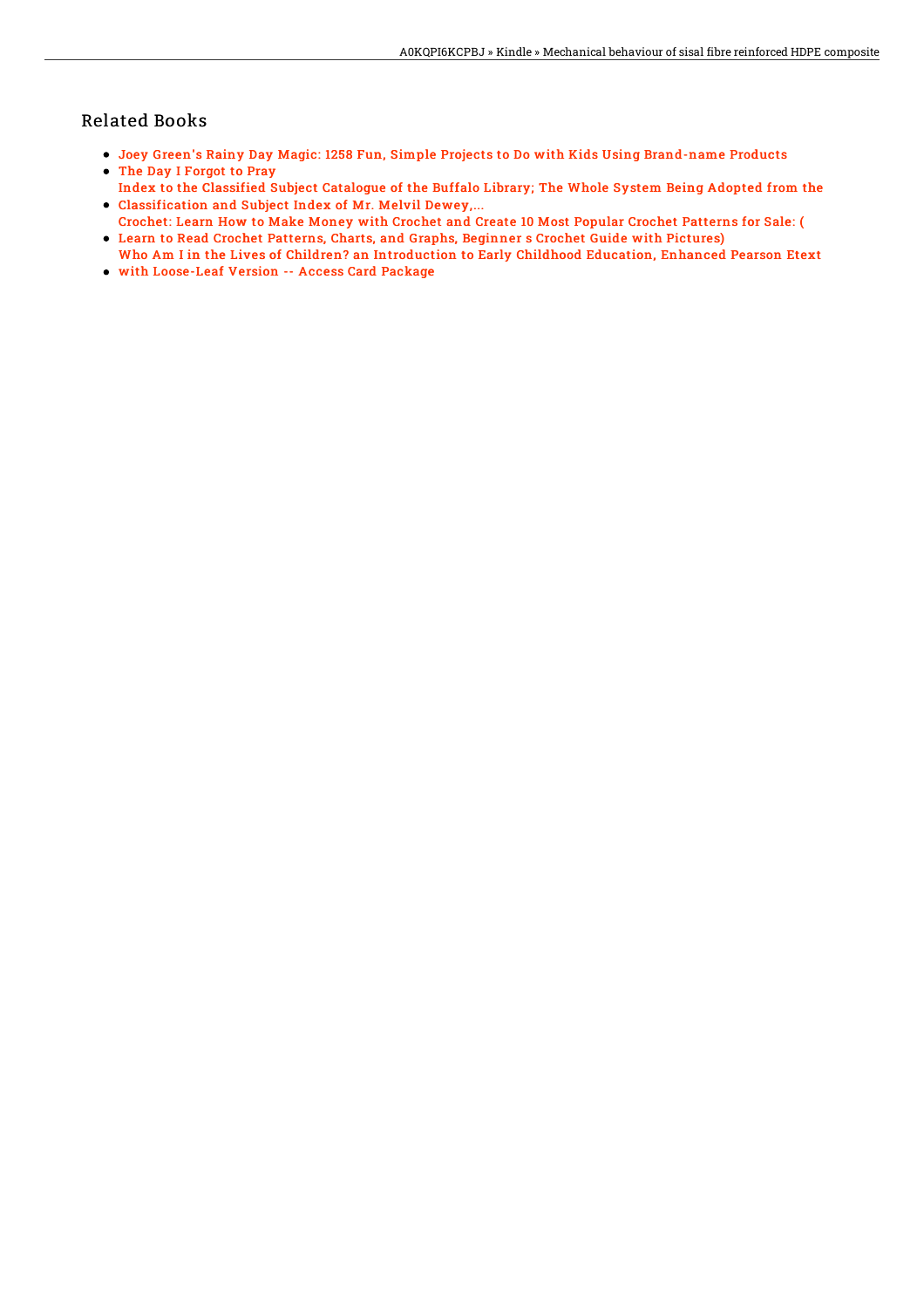## Related Books

- Joey Green's Rainy Day Magic: 1258 Fun, Simple Projects to Do with Kids Using Brand-name Products
- The Day I Forgot to Pray
- Index to the Classified Subject Catalogue of the Buffalo Library; The Whole System Being Adopted from the Classification and Subject Index of Mr. Melvil Dewey,...
- Crochet: Learn How to Make Money with Crochet and Create 10 Most Popular Crochet Patterns for Sale: ( Learn to Read Crochet Patterns, Charts, and Graphs, Beginner s Crochet Guide with Pictures)
- Who Am I in the Lives of Children? an Introduction to Early Childhood Education, Enhanced Pearson Etext with Loose-Leaf Version -- Access Card Package